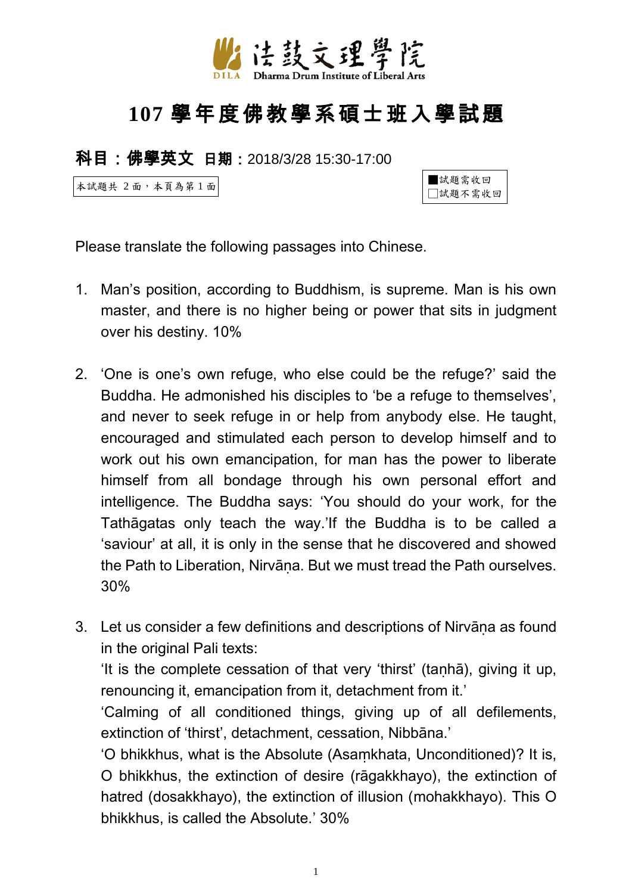法鼓文理學院

DILA Dharma Drum Institute of Liberal Arts

# 107 學年度佛教學系碩士班入學試題

**科目：佛學英文** **日期：**2018/3/28 15:30-17:00

本試題共 2 面，本頁為第 1 面

■試題需收回
□試題不需收回

Please translate the following passages into Chinese.

1. Man's position, according to Buddhism, is supreme. Man is his own master, and there is no higher being or power that sits in judgment over his destiny. 10%

2. 'One is one's own refuge, who else could be the refuge?' said the Buddha. He admonished his disciples to 'be a refuge to themselves', and never to seek refuge in or help from anybody else. He taught, encouraged and stimulated each person to develop himself and to work out his own emancipation, for man has the power to liberate himself from all bondage through his own personal effort and intelligence. The Buddha says: 'You should do your work, for the Tathāgatas only teach the way.'If the Buddha is to be called a 'saviour' at all, it is only in the sense that he discovered and showed the Path to Liberation, Nirvāṇa. But we must tread the Path ourselves. 30%

3. Let us consider a few definitions and descriptions of Nirvāṇa as found in the original Pali texts:
   'It is the complete cessation of that very 'thirst' (taṇhā), giving it up, renouncing it, emancipation from it, detachment from it.'
   'Calming of all conditioned things, giving up of all defilements, extinction of 'thirst', detachment, cessation, Nibbāna.'
   'O bhikkhus, what is the Absolute (Asaṃkhata, Unconditioned)? It is, O bhikkhus, the extinction of desire (rāgakkhayo), the extinction of hatred (dosakkhayo), the extinction of illusion (mohakkhayo). This O bhikkhus, is called the Absolute.' 30%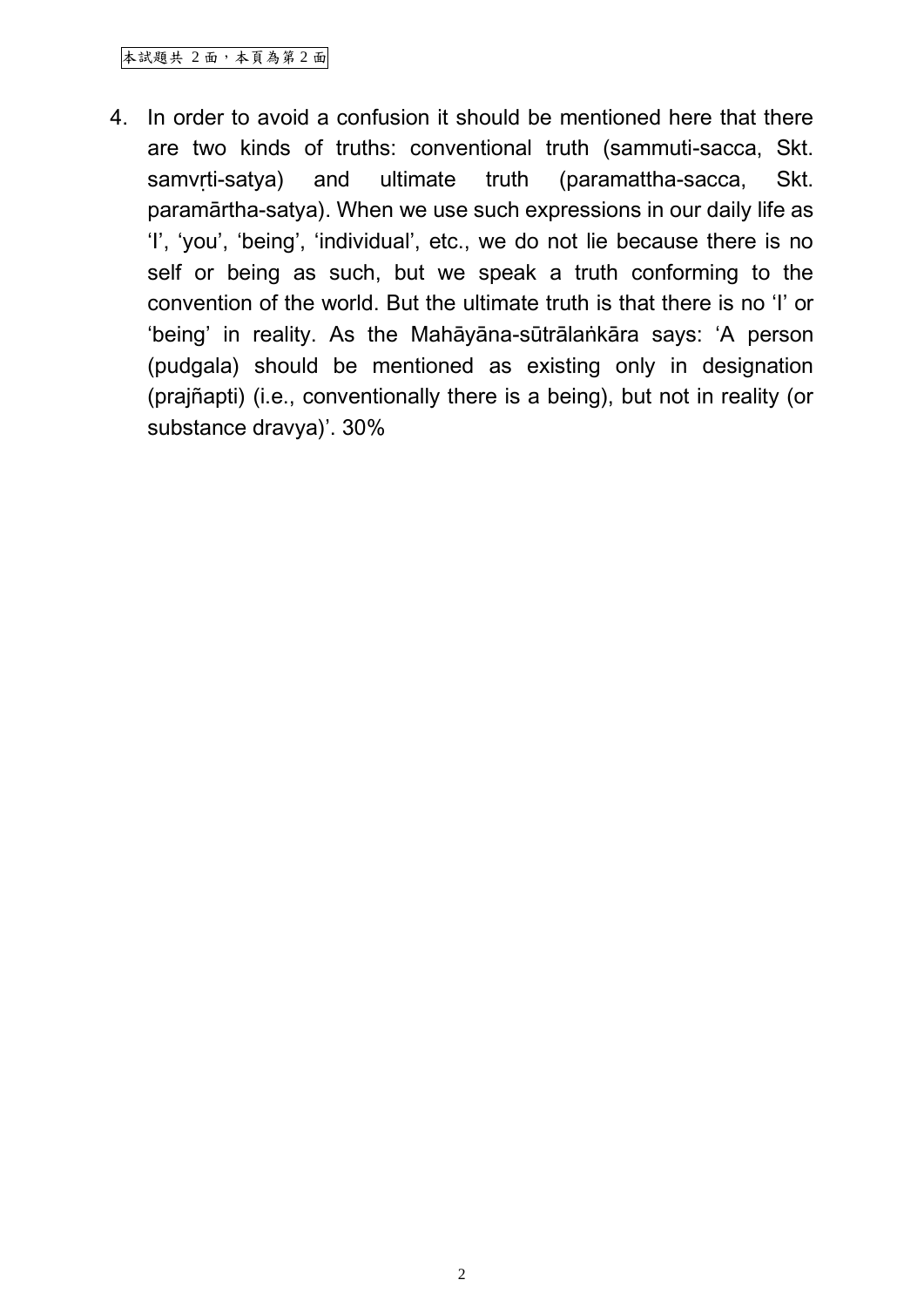4. In order to avoid a confusion it should be mentioned here that there are two kinds of truths: conventional truth (sammuti-sacca, Skt. samvṛti-satya) and ultimate truth (paramattha-sacca, Skt. paramārtha-satya). When we use such expressions in our daily life as 'I', 'you', 'being', 'individual', etc., we do not lie because there is no self or being as such, but we speak a truth conforming to the convention of the world. But the ultimate truth is that there is no 'I' or 'being' in reality. As the Mahāyāna-sūtrālaṅkāra says: 'A person (pudgala) should be mentioned as existing only in designation (prajñapti) (i.e., conventionally there is a being), but not in reality (or substance dravya)'. 30%